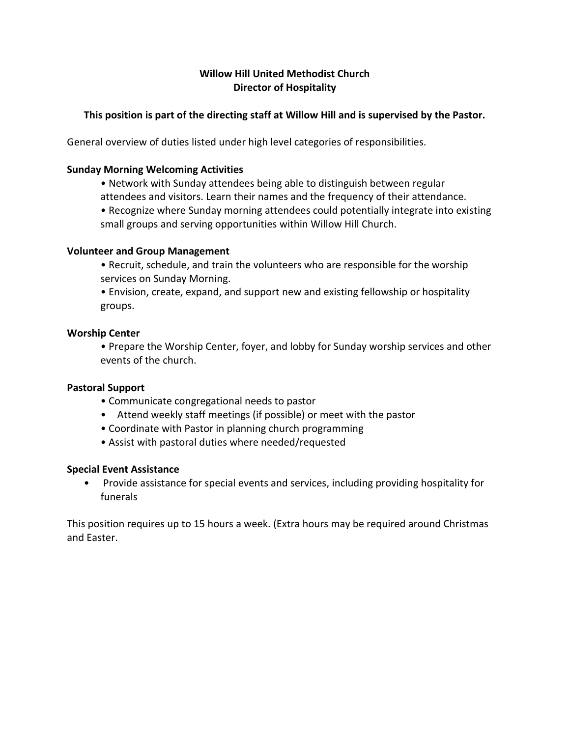**Willow Hill United Methodist Church**
**Director of Hospitality**

**This position is part of the directing staff at Willow Hill and is supervised by the Pastor.**

General overview of duties listed under high level categories of responsibilities.

**Sunday Morning Welcoming Activities**

- Network with Sunday attendees being able to distinguish between regular attendees and visitors. Learn their names and the frequency of their attendance.
- Recognize where Sunday morning attendees could potentially integrate into existing small groups and serving opportunities within Willow Hill Church.

**Volunteer and Group Management**

- Recruit, schedule, and train the volunteers who are responsible for the worship services on Sunday Morning.
- Envision, create, expand, and support new and existing fellowship or hospitality groups.

**Worship Center**

- Prepare the Worship Center, foyer, and lobby for Sunday worship services and other events of the church.

**Pastoral Support**

- Communicate congregational needs to pastor
- Attend weekly staff meetings (if possible) or meet with the pastor
- Coordinate with Pastor in planning church programming
- Assist with pastoral duties where needed/requested

**Special Event Assistance**

- Provide assistance for special events and services, including providing hospitality for funerals

This position requires up to 15 hours a week. (Extra hours may be required around Christmas and Easter.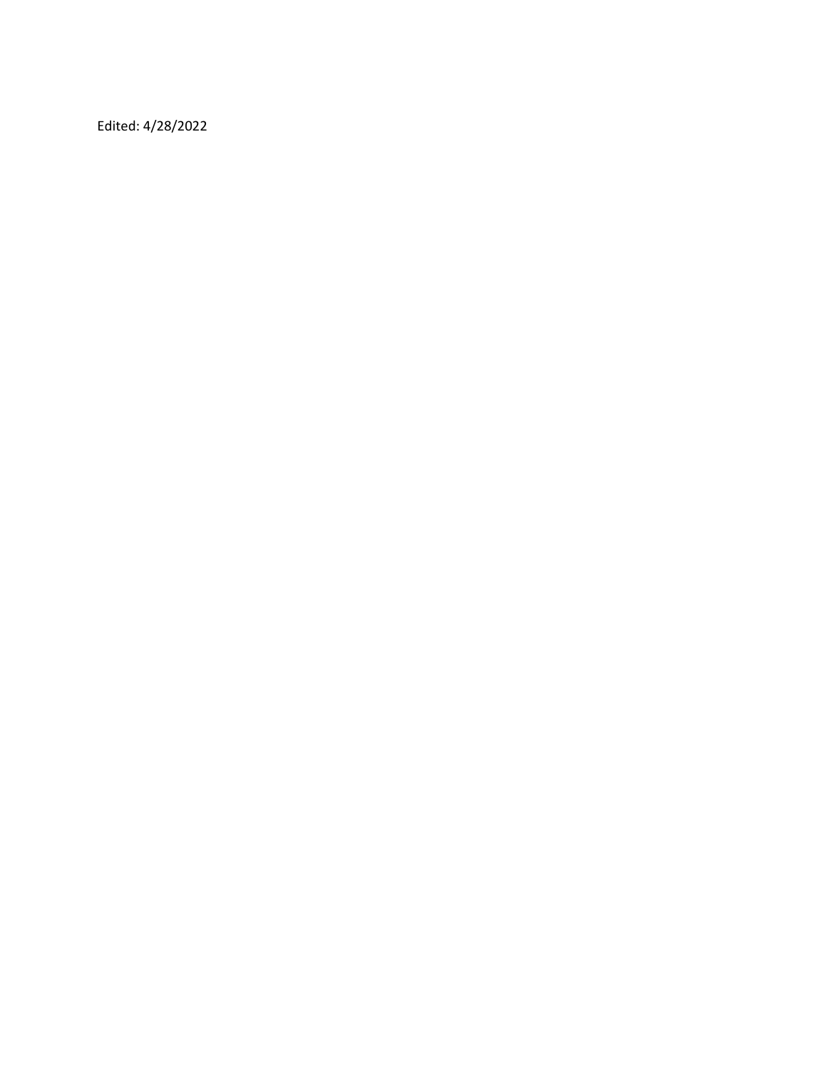Edited: 4/28/2022